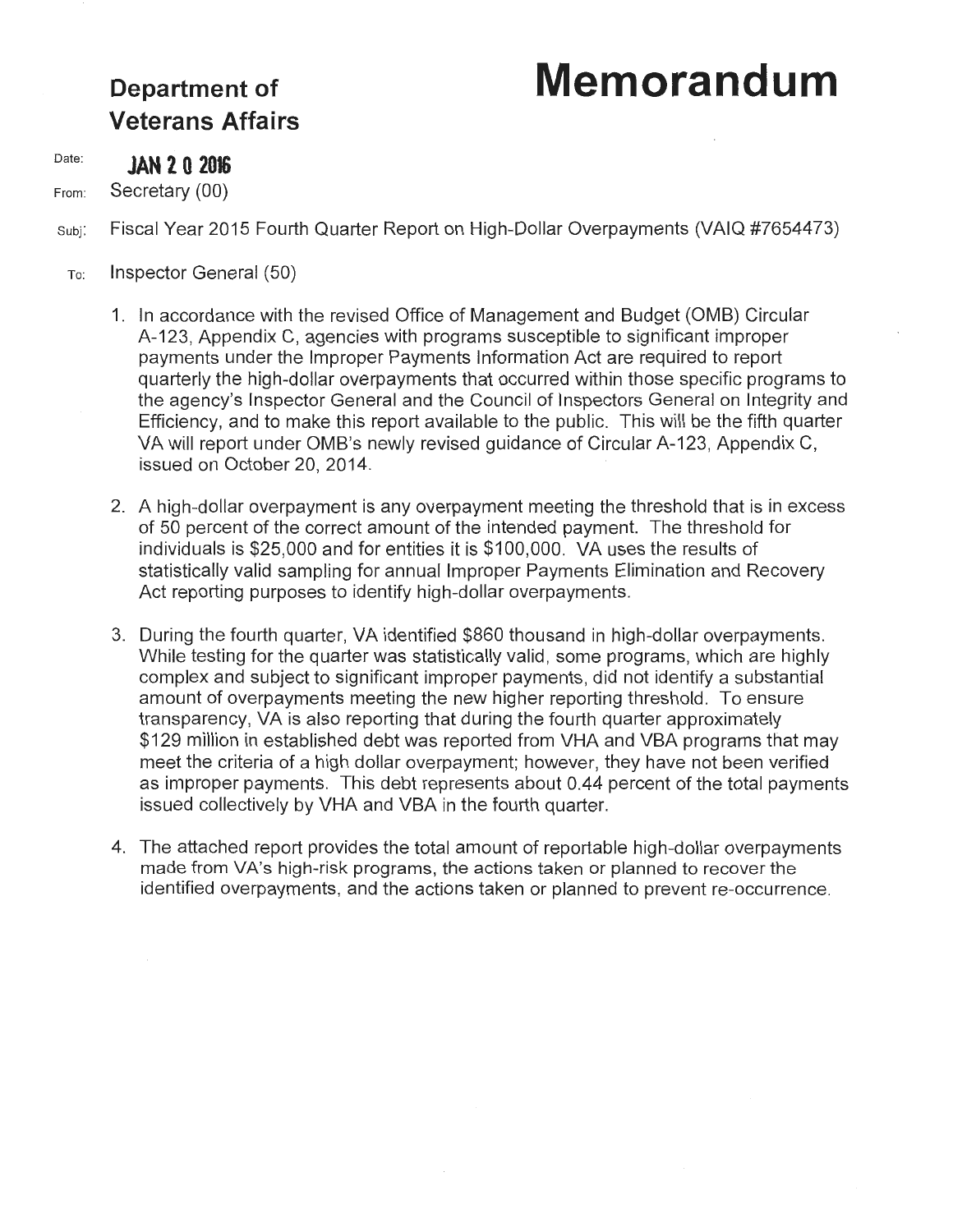**Department of Veterans Affairs**

# Memorandum

Date: **JAN 2 0 2016**

From: Secretary (00)

Subj: Fiscal Year 2015 Fourth Quarter Report on High-Dollar Overpayments (VAIQ #7654473)

To: Inspector General (50)

1. In accordance with the revised Office of Management and Budget (OMB) Circular A-123, Appendix C, agencies with programs susceptible to significant improper payments under the Improper Payments Information Act are required to report quarterly the high-dollar overpayments that occurred within those specific programs to the agency's Inspector General and the Council of Inspectors General on Integrity and Efficiency, and to make this report available to the public. This will be the fifth quarter VA will report under OMB's newly revised guidance of Circular A-123, Appendix C, issued on October 20, 2014.

2. A high-dollar overpayment is any overpayment meeting the threshold that is in excess of 50 percent of the correct amount of the intended payment. The threshold for individuals is $25,000 and for entities it is $100,000. VA uses the results of statistically valid sampling for annual Improper Payments Elimination and Recovery Act reporting purposes to identify high-dollar overpayments.

3. During the fourth quarter, VA identified $860 thousand in high-dollar overpayments. While testing for the quarter was statistically valid, some programs, which are highly complex and subject to significant improper payments, did not identify a substantial amount of overpayments meeting the new higher reporting threshold. To ensure transparency, VA is also reporting that during the fourth quarter approximately $129 million in established debt was reported from VHA and VBA programs that may meet the criteria of a high dollar overpayment; however, they have not been verified as improper payments. This debt represents about 0.44 percent of the total payments issued collectively by VHA and VBA in the fourth quarter.

4. The attached report provides the total amount of reportable high-dollar overpayments made from VA's high-risk programs, the actions taken or planned to recover the identified overpayments, and the actions taken or planned to prevent re-occurrence.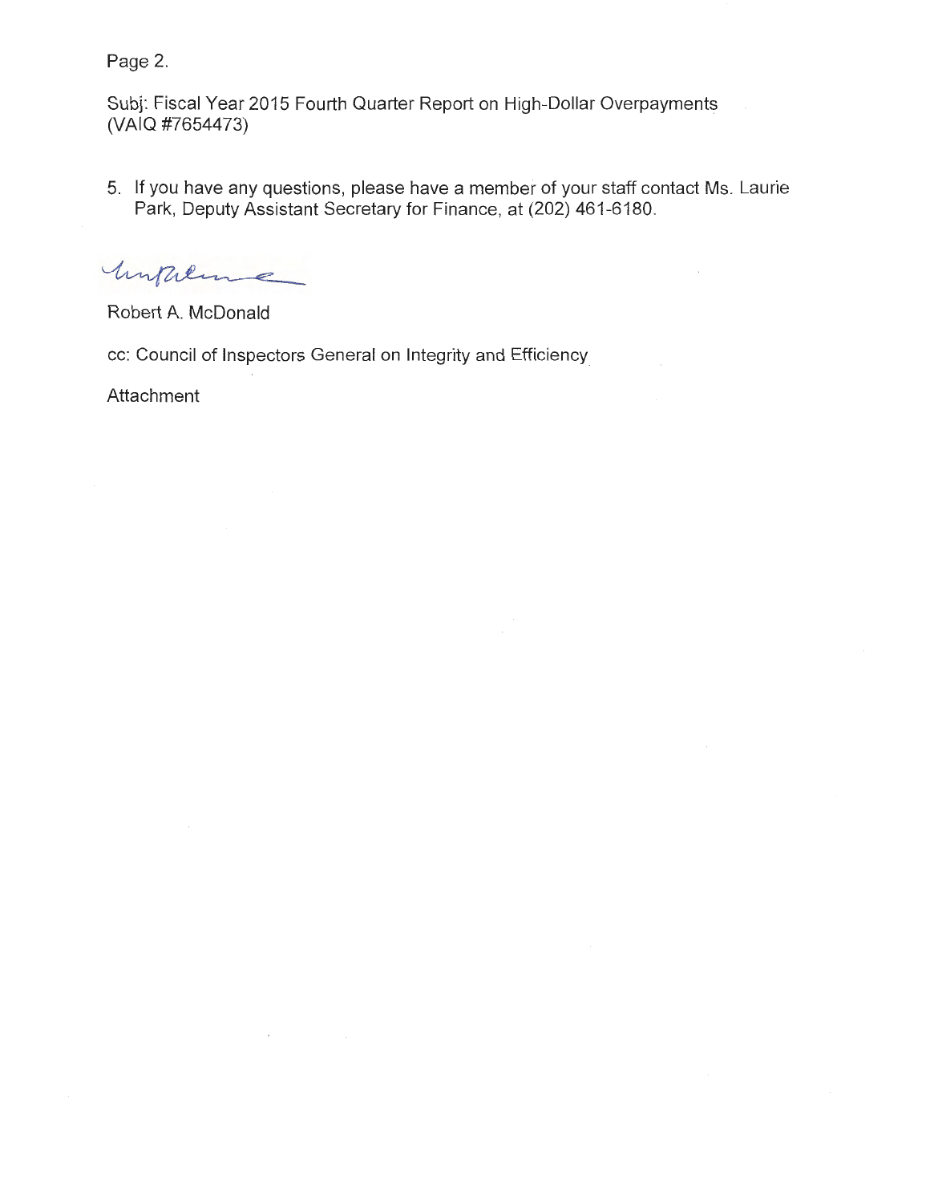Subj: Fiscal Year 2015 Fourth Quarter Report on High-Dollar Overpayments (VAIQ #7654473)

5. If you have any questions, please have a member of your staff contact Ms. Laurie Park, Deputy Assistant Secretary for Finance, at (202) 461-6180.

Robert A. McDonald

cc: Council of Inspectors General on Integrity and Efficiency

Attachment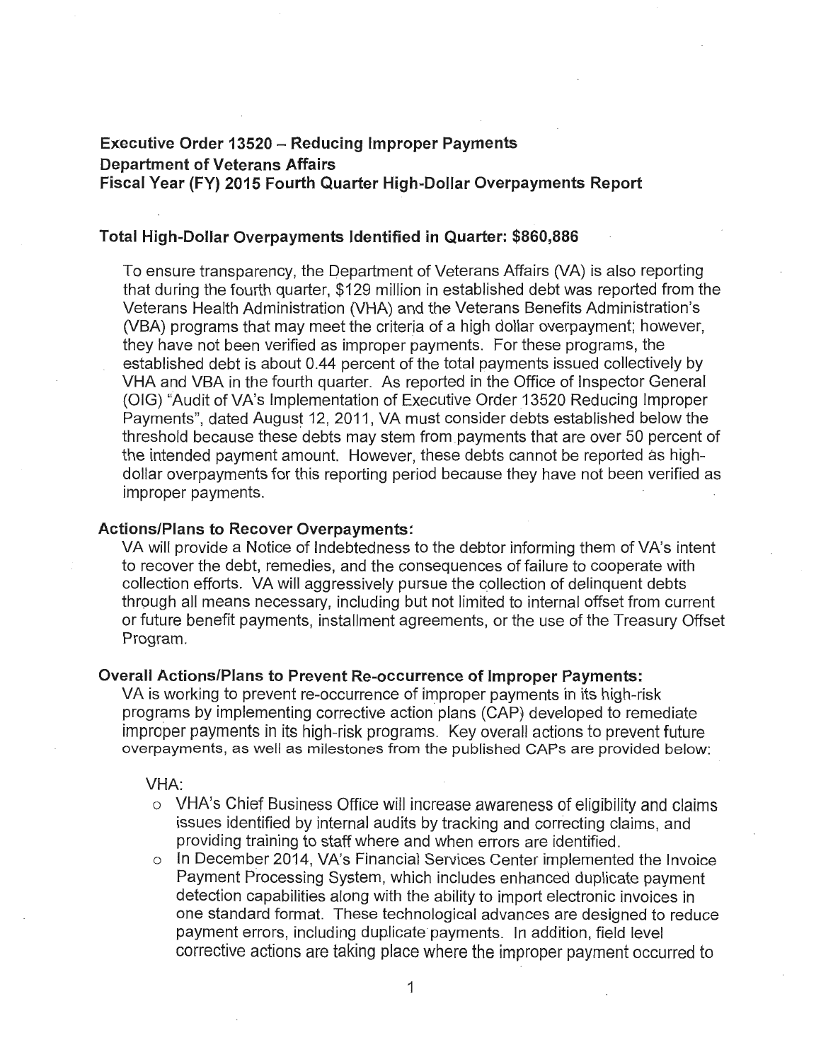**Executive Order 13520 – Reducing Improper Payments**
**Department of Veterans Affairs**
**Fiscal Year (FY) 2015 Fourth Quarter High-Dollar Overpayments Report**

**Total High-Dollar Overpayments Identified in Quarter: $860,886**

To ensure transparency, the Department of Veterans Affairs (VA) is also reporting that during the fourth quarter, $129 million in established debt was reported from the Veterans Health Administration (VHA) and the Veterans Benefits Administration's (VBA) programs that may meet the criteria of a high dollar overpayment; however, they have not been verified as improper payments. For these programs, the established debt is about 0.44 percent of the total payments issued collectively by VHA and VBA in the fourth quarter. As reported in the Office of Inspector General (OIG) "Audit of VA's Implementation of Executive Order 13520 Reducing Improper Payments", dated August 12, 2011, VA must consider debts established below the threshold because these debts may stem from payments that are over 50 percent of the intended payment amount. However, these debts cannot be reported as high-dollar overpayments for this reporting period because they have not been verified as improper payments.

**Actions/Plans to Recover Overpayments:**

VA will provide a Notice of Indebtedness to the debtor informing them of VA's intent to recover the debt, remedies, and the consequences of failure to cooperate with collection efforts. VA will aggressively pursue the collection of delinquent debts through all means necessary, including but not limited to internal offset from current or future benefit payments, installment agreements, or the use of the Treasury Offset Program.

**Overall Actions/Plans to Prevent Re-occurrence of Improper Payments:**

VA is working to prevent re-occurrence of improper payments in its high-risk programs by implementing corrective action plans (CAP) developed to remediate improper payments in its high-risk programs. Key overall actions to prevent future overpayments, as well as milestones from the published CAPs are provided below:

VHA:

- VHA's Chief Business Office will increase awareness of eligibility and claims issues identified by internal audits by tracking and correcting claims, and providing training to staff where and when errors are identified.
- In December 2014, VA's Financial Services Center implemented the Invoice Payment Processing System, which includes enhanced duplicate payment detection capabilities along with the ability to import electronic invoices in one standard format. These technological advances are designed to reduce payment errors, including duplicate payments. In addition, field level corrective actions are taking place where the improper payment occurred to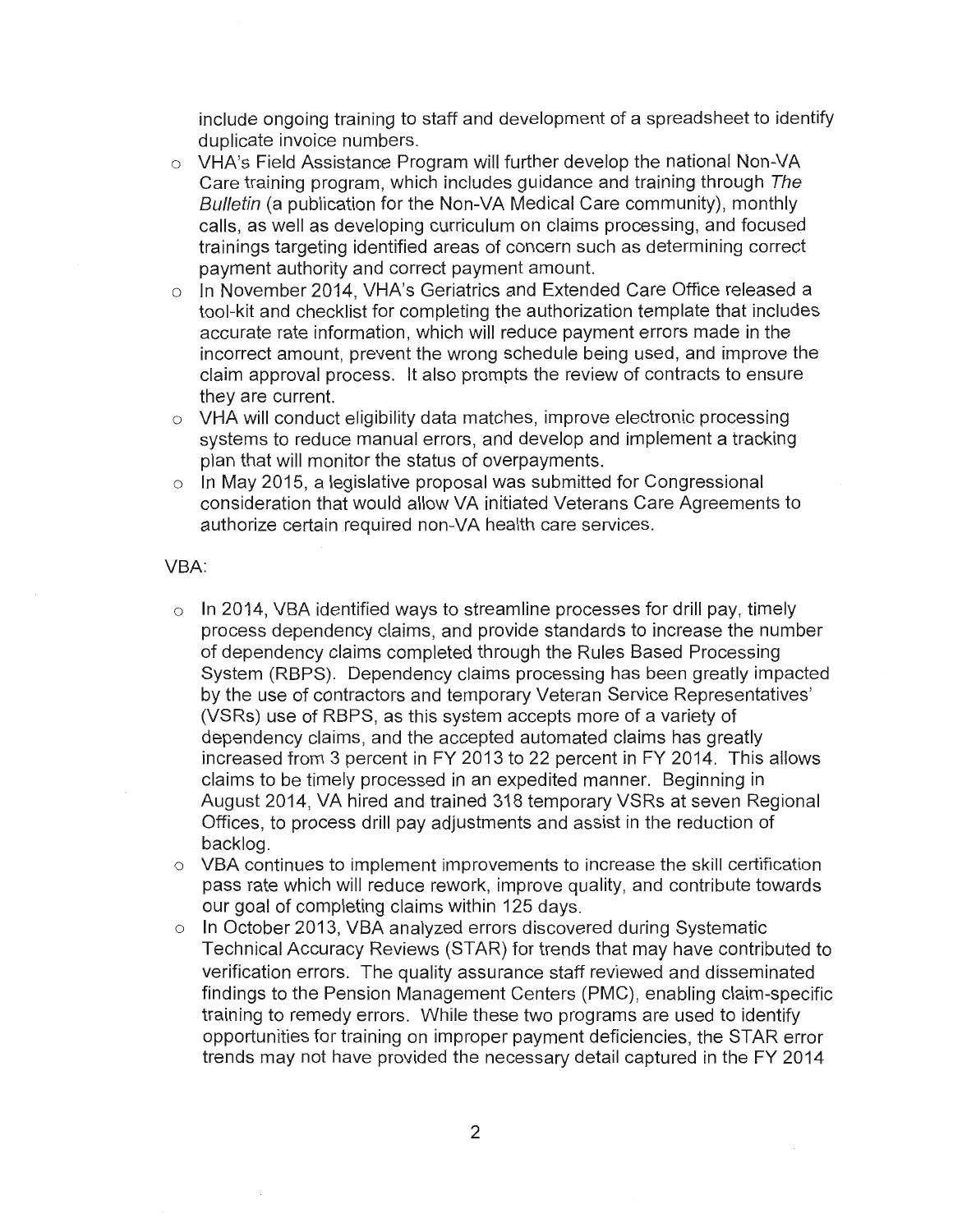include ongoing training to staff and development of a spreadsheet to identify duplicate invoice numbers.

- VHA's Field Assistance Program will further develop the national Non-VA Care training program, which includes guidance and training through *The Bulletin* (a publication for the Non-VA Medical Care community), monthly calls, as well as developing curriculum on claims processing, and focused trainings targeting identified areas of concern such as determining correct payment authority and correct payment amount.
- In November 2014, VHA's Geriatrics and Extended Care Office released a tool-kit and checklist for completing the authorization template that includes accurate rate information, which will reduce payment errors made in the incorrect amount, prevent the wrong schedule being used, and improve the claim approval process. It also prompts the review of contracts to ensure they are current.
- VHA will conduct eligibility data matches, improve electronic processing systems to reduce manual errors, and develop and implement a tracking plan that will monitor the status of overpayments.
- In May 2015, a legislative proposal was submitted for Congressional consideration that would allow VA initiated Veterans Care Agreements to authorize certain required non-VA health care services.

VBA:

- In 2014, VBA identified ways to streamline processes for drill pay, timely process dependency claims, and provide standards to increase the number of dependency claims completed through the Rules Based Processing System (RBPS). Dependency claims processing has been greatly impacted by the use of contractors and temporary Veteran Service Representatives' (VSRs) use of RBPS, as this system accepts more of a variety of dependency claims, and the accepted automated claims has greatly increased from 3 percent in FY 2013 to 22 percent in FY 2014. This allows claims to be timely processed in an expedited manner. Beginning in August 2014, VA hired and trained 318 temporary VSRs at seven Regional Offices, to process drill pay adjustments and assist in the reduction of backlog.
- VBA continues to implement improvements to increase the skill certification pass rate which will reduce rework, improve quality, and contribute towards our goal of completing claims within 125 days.
- In October 2013, VBA analyzed errors discovered during Systematic Technical Accuracy Reviews (STAR) for trends that may have contributed to verification errors. The quality assurance staff reviewed and disseminated findings to the Pension Management Centers (PMC), enabling claim-specific training to remedy errors. While these two programs are used to identify opportunities for training on improper payment deficiencies, the STAR error trends may not have provided the necessary detail captured in the FY 2014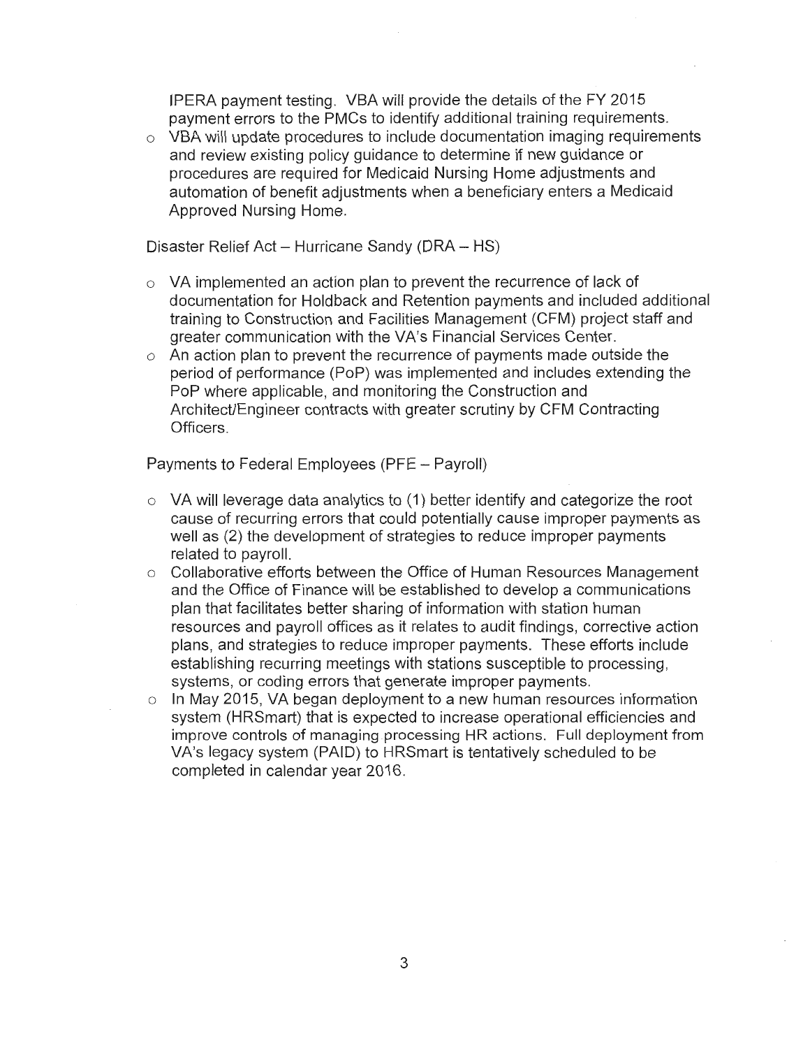IPERA payment testing. VBA will provide the details of the FY 2015 payment errors to the PMCs to identify additional training requirements.

- VBA will update procedures to include documentation imaging requirements and review existing policy guidance to determine if new guidance or procedures are required for Medicaid Nursing Home adjustments and automation of benefit adjustments when a beneficiary enters a Medicaid Approved Nursing Home.

Disaster Relief Act – Hurricane Sandy (DRA – HS)

- VA implemented an action plan to prevent the recurrence of lack of documentation for Holdback and Retention payments and included additional training to Construction and Facilities Management (CFM) project staff and greater communication with the VA's Financial Services Center.
- An action plan to prevent the recurrence of payments made outside the period of performance (PoP) was implemented and includes extending the PoP where applicable, and monitoring the Construction and Architect/Engineer contracts with greater scrutiny by CFM Contracting Officers.

Payments to Federal Employees (PFE – Payroll)

- VA will leverage data analytics to (1) better identify and categorize the root cause of recurring errors that could potentially cause improper payments as well as (2) the development of strategies to reduce improper payments related to payroll.
- Collaborative efforts between the Office of Human Resources Management and the Office of Finance will be established to develop a communications plan that facilitates better sharing of information with station human resources and payroll offices as it relates to audit findings, corrective action plans, and strategies to reduce improper payments. These efforts include establishing recurring meetings with stations susceptible to processing, systems, or coding errors that generate improper payments.
- In May 2015, VA began deployment to a new human resources information system (HRSmart) that is expected to increase operational efficiencies and improve controls of managing processing HR actions. Full deployment from VA's legacy system (PAID) to HRSmart is tentatively scheduled to be completed in calendar year 2016.